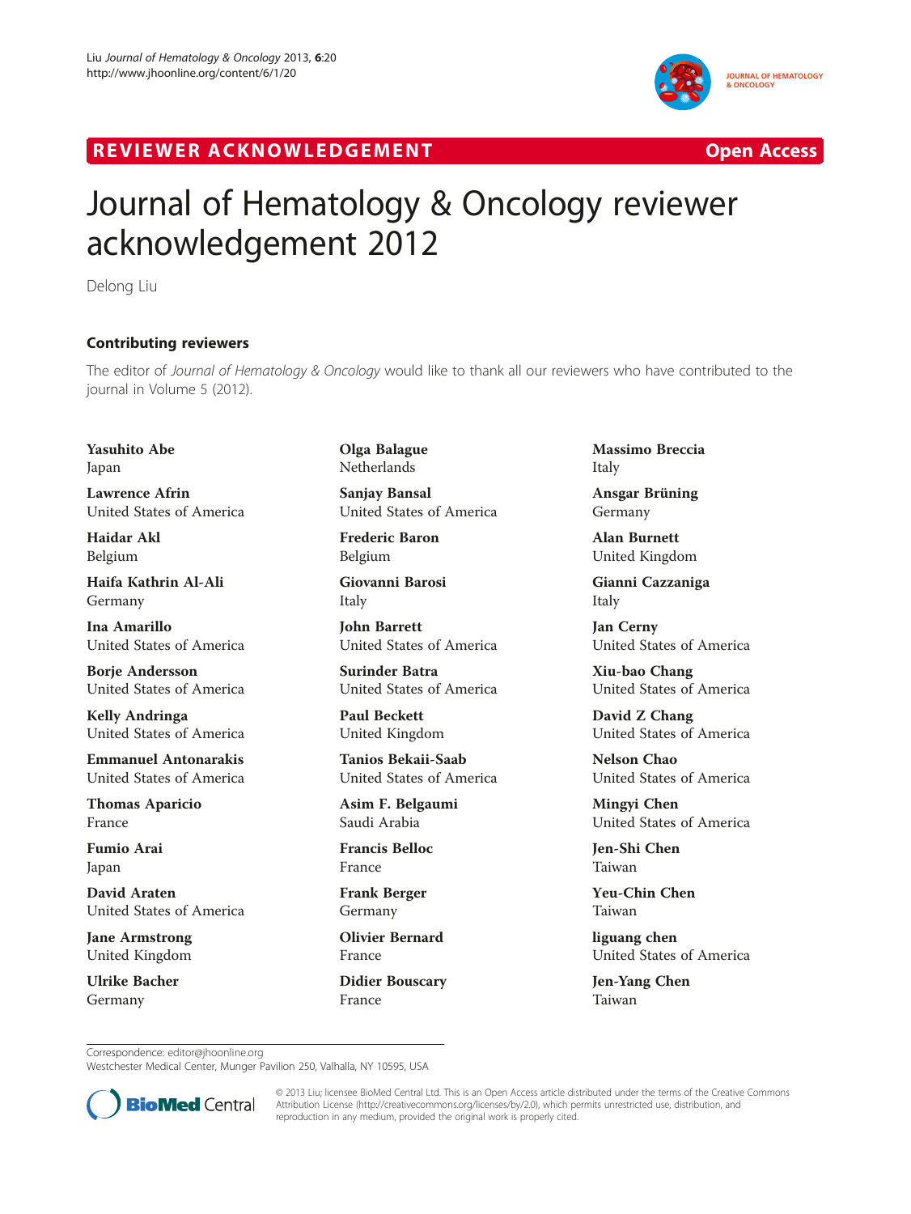REVIEWER ACKNOWLEDGEMENT — Open Access

# Journal of Hematology & Oncology reviewer acknowledgement 2012

Delong Liu

## Contributing reviewers

The editor of *Journal of Hematology & Oncology* would like to thank all our reviewers who have contributed to the journal in Volume 5 (2012).

**Yasuhito Abe**
Japan

**Lawrence Afrin**
United States of America

**Haidar Akl**
Belgium

**Haifa Kathrin Al-Ali**
Germany

**Ina Amarillo**
United States of America

**Borje Andersson**
United States of America

**Kelly Andringa**
United States of America

**Emmanuel Antonarakis**
United States of America

**Thomas Aparicio**
France

**Fumio Arai**
Japan

**David Araten**
United States of America

**Jane Armstrong**
United Kingdom

**Ulrike Bacher**
Germany

**Olga Balague**
Netherlands

**Sanjay Bansal**
United States of America

**Frederic Baron**
Belgium

**Giovanni Barosi**
Italy

**John Barrett**
United States of America

**Surinder Batra**
United States of America

**Paul Beckett**
United Kingdom

**Tanios Bekaii-Saab**
United States of America

**Asim F. Belgaumi**
Saudi Arabia

**Francis Belloc**
France

**Frank Berger**
Germany

**Olivier Bernard**
France

**Didier Bouscary**
France

**Massimo Breccia**
Italy

**Ansgar Brüning**
Germany

**Alan Burnett**
United Kingdom

**Gianni Cazzaniga**
Italy

**Jan Cerny**
United States of America

**Xiu-bao Chang**
United States of America

**David Z Chang**
United States of America

**Nelson Chao**
United States of America

**Mingyi Chen**
United States of America

**Jen-Shi Chen**
Taiwan

**Yeu-Chin Chen**
Taiwan

**liguang chen**
United States of America

**Jen-Yang Chen**
Taiwan

Correspondence: editor@jhoonline.org
Westchester Medical Center, Munger Pavilion 250, Valhalla, NY 10595, USA

© 2013 Liu; licensee BioMed Central Ltd. This is an Open Access article distributed under the terms of the Creative Commons Attribution License (http://creativecommons.org/licenses/by/2.0), which permits unrestricted use, distribution, and reproduction in any medium, provided the original work is properly cited.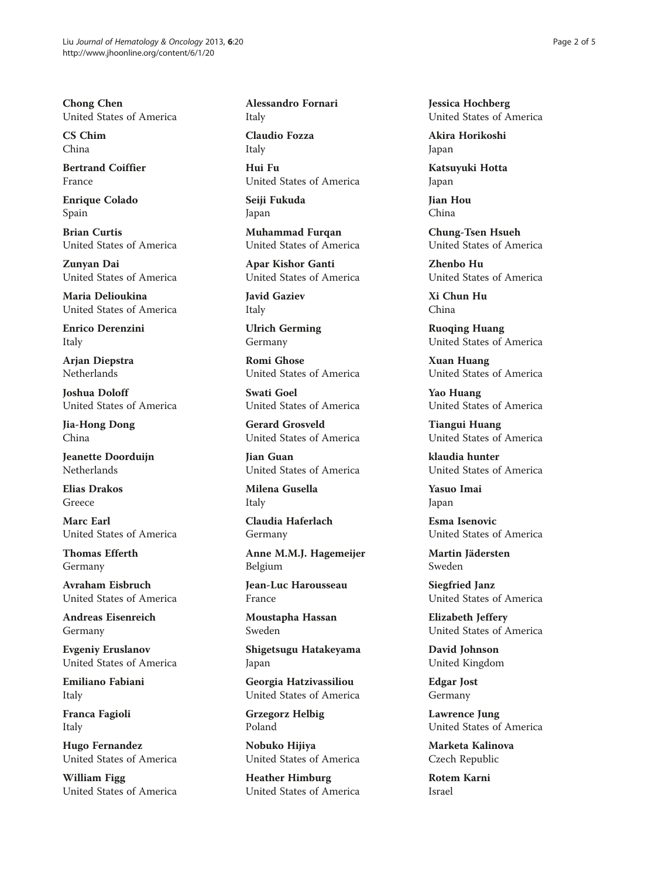**Chong Chen**
United States of America

**CS Chim**
China

**Bertrand Coiffier**
France

**Enrique Colado**
Spain

**Brian Curtis**
United States of America

**Zunyan Dai**
United States of America

**Maria Delioukina**
United States of America

**Enrico Derenzini**
Italy

**Arjan Diepstra**
Netherlands

**Joshua Doloff**
United States of America

**Jia-Hong Dong**
China

**Jeanette Doorduijn**
Netherlands

**Elias Drakos**
Greece

**Marc Earl**
United States of America

**Thomas Efferth**
Germany

**Avraham Eisbruch**
United States of America

**Andreas Eisenreich**
Germany

**Evgeniy Eruslanov**
United States of America

**Emiliano Fabiani**
Italy

**Franca Fagioli**
Italy

**Hugo Fernandez**
United States of America

**William Figg**
United States of America

**Alessandro Fornari**
Italy

**Claudio Fozza**
Italy

**Hui Fu**
United States of America

**Seiji Fukuda**
Japan

**Muhammad Furqan**
United States of America

**Apar Kishor Ganti**
United States of America

**Javid Gaziev**
Italy

**Ulrich Germing**
Germany

**Romi Ghose**
United States of America

**Swati Goel**
United States of America

**Gerard Grosveld**
United States of America

**Jian Guan**
United States of America

**Milena Gusella**
Italy

**Claudia Haferlach**
Germany

**Anne M.M.J. Hagemeijer**
Belgium

**Jean-Luc Harousseau**
France

**Moustapha Hassan**
Sweden

**Shigetsugu Hatakeyama**
Japan

**Georgia Hatzivassiliou**
United States of America

**Grzegorz Helbig**
Poland

**Nobuko Hijiya**
United States of America

**Heather Himburg**
United States of America

**Jessica Hochberg**
United States of America

**Akira Horikoshi**
Japan

**Katsuyuki Hotta**
Japan

**Jian Hou**
China

**Chung-Tsen Hsueh**
United States of America

**Zhenbo Hu**
United States of America

**Xi Chun Hu**
China

**Ruoqing Huang**
United States of America

**Xuan Huang**
United States of America

**Yao Huang**
United States of America

**Tiangui Huang**
United States of America

**klaudia hunter**
United States of America

**Yasuo Imai**
Japan

**Esma Isenovic**
United States of America

**Martin Jädersten**
Sweden

**Siegfried Janz**
United States of America

**Elizabeth Jeffery**
United States of America

**David Johnson**
United Kingdom

**Edgar Jost**
Germany

**Lawrence Jung**
United States of America

**Marketa Kalinova**
Czech Republic

**Rotem Karni**
Israel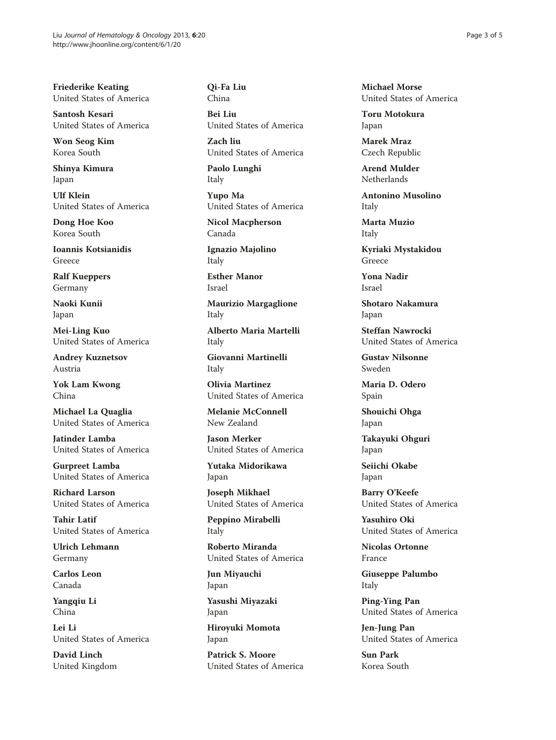**Friederike Keating**
United States of America

**Santosh Kesari**
United States of America

**Won Seog Kim**
Korea South

**Shinya Kimura**
Japan

**Ulf Klein**
United States of America

**Dong Hoe Koo**
Korea South

**Ioannis Kotsianidis**
Greece

**Ralf Kueppers**
Germany

**Naoki Kunii**
Japan

**Mei-Ling Kuo**
United States of America

**Andrey Kuznetsov**
Austria

**Yok Lam Kwong**
China

**Michael La Quaglia**
United States of America

**Jatinder Lamba**
United States of America

**Gurpreet Lamba**
United States of America

**Richard Larson**
United States of America

**Tahir Latif**
United States of America

**Ulrich Lehmann**
Germany

**Carlos Leon**
Canada

**Yangqiu Li**
China

**Lei Li**
United States of America

**David Linch**
United Kingdom

**Qi-Fa Liu**
China

**Bei Liu**
United States of America

**Zach liu**
United States of America

**Paolo Lunghi**
Italy

**Yupo Ma**
United States of America

**Nicol Macpherson**
Canada

**Ignazio Majolino**
Italy

**Esther Manor**
Israel

**Maurizio Margaglione**
Italy

**Alberto Maria Martelli**
Italy

**Giovanni Martinelli**
Italy

**Olivia Martinez**
United States of America

**Melanie McConnell**
New Zealand

**Jason Merker**
United States of America

**Yutaka Midorikawa**
Japan

**Joseph Mikhael**
United States of America

**Peppino Mirabelli**
Italy

**Roberto Miranda**
United States of America

**Jun Miyauchi**
Japan

**Yasushi Miyazaki**
Japan

**Hiroyuki Momota**
Japan

**Patrick S. Moore**
United States of America

**Michael Morse**
United States of America

**Toru Motokura**
Japan

**Marek Mraz**
Czech Republic

**Arend Mulder**
Netherlands

**Antonino Musolino**
Italy

**Marta Muzio**
Italy

**Kyriaki Mystakidou**
Greece

**Yona Nadir**
Israel

**Shotaro Nakamura**
Japan

**Steffan Nawrocki**
United States of America

**Gustav Nilsonne**
Sweden

**Maria D. Odero**
Spain

**Shouichi Ohga**
Japan

**Takayuki Ohguri**
Japan

**Seiichi Okabe**
Japan

**Barry O'Keefe**
United States of America

**Yasuhiro Oki**
United States of America

**Nicolas Ortonne**
France

**Giuseppe Palumbo**
Italy

**Ping-Ying Pan**
United States of America

**Jen-Jung Pan**
United States of America

**Sun Park**
Korea South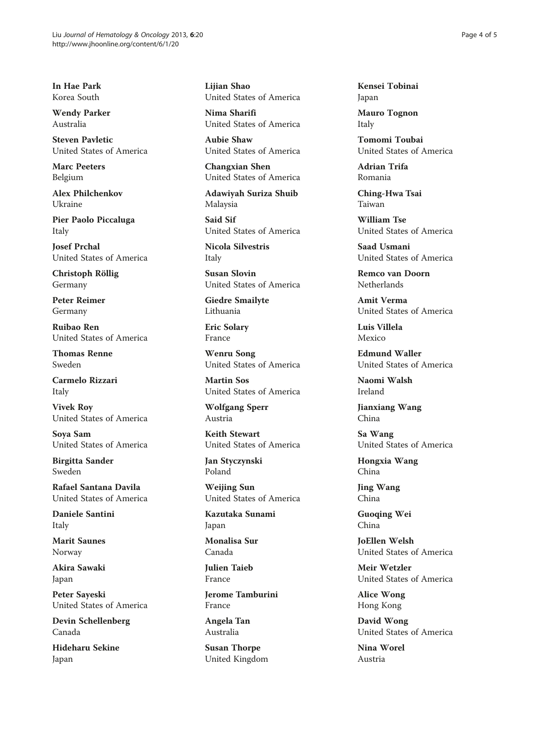**In Hae Park**
Korea South

**Wendy Parker**
Australia

**Steven Pavletic**
United States of America

**Marc Peeters**
Belgium

**Alex Philchenkov**
Ukraine

**Pier Paolo Piccaluga**
Italy

**Josef Prchal**
United States of America

**Christoph Röllig**
Germany

**Peter Reimer**
Germany

**Ruibao Ren**
United States of America

**Thomas Renne**
Sweden

**Carmelo Rizzari**
Italy

**Vivek Roy**
United States of America

**Soya Sam**
United States of America

**Birgitta Sander**
Sweden

**Rafael Santana Davila**
United States of America

**Daniele Santini**
Italy

**Marit Saunes**
Norway

**Akira Sawaki**
Japan

**Peter Sayeski**
United States of America

**Devin Schellenberg**
Canada

**Hideharu Sekine**
Japan

**Lijian Shao**
United States of America

**Nima Sharifi**
United States of America

**Aubie Shaw**
United States of America

**Changxian Shen**
United States of America

**Adawiyah Suriza Shuib**
Malaysia

**Said Sif**
United States of America

**Nicola Silvestris**
Italy

**Susan Slovin**
United States of America

**Giedre Smailyte**
Lithuania

**Eric Solary**
France

**Wenru Song**
United States of America

**Martin Sos**
United States of America

**Wolfgang Sperr**
Austria

**Keith Stewart**
United States of America

**Jan Styczynski**
Poland

**Weijing Sun**
United States of America

**Kazutaka Sunami**
Japan

**Monalisa Sur**
Canada

**Julien Taieb**
France

**Jerome Tamburini**
France

**Angela Tan**
Australia

**Susan Thorpe**
United Kingdom

**Kensei Tobinai**
Japan

**Mauro Tognon**
Italy

**Tomomi Toubai**
United States of America

**Adrian Trifa**
Romania

**Ching-Hwa Tsai**
Taiwan

**William Tse**
United States of America

**Saad Usmani**
United States of America

**Remco van Doorn**
Netherlands

**Amit Verma**
United States of America

**Luis Villela**
Mexico

**Edmund Waller**
United States of America

**Naomi Walsh**
Ireland

**Jianxiang Wang**
China

**Sa Wang**
United States of America

**Hongxia Wang**
China

**Jing Wang**
China

**Guoqing Wei**
China

**JoEllen Welsh**
United States of America

**Meir Wetzler**
United States of America

**Alice Wong**
Hong Kong

**David Wong**
United States of America

**Nina Worel**
Austria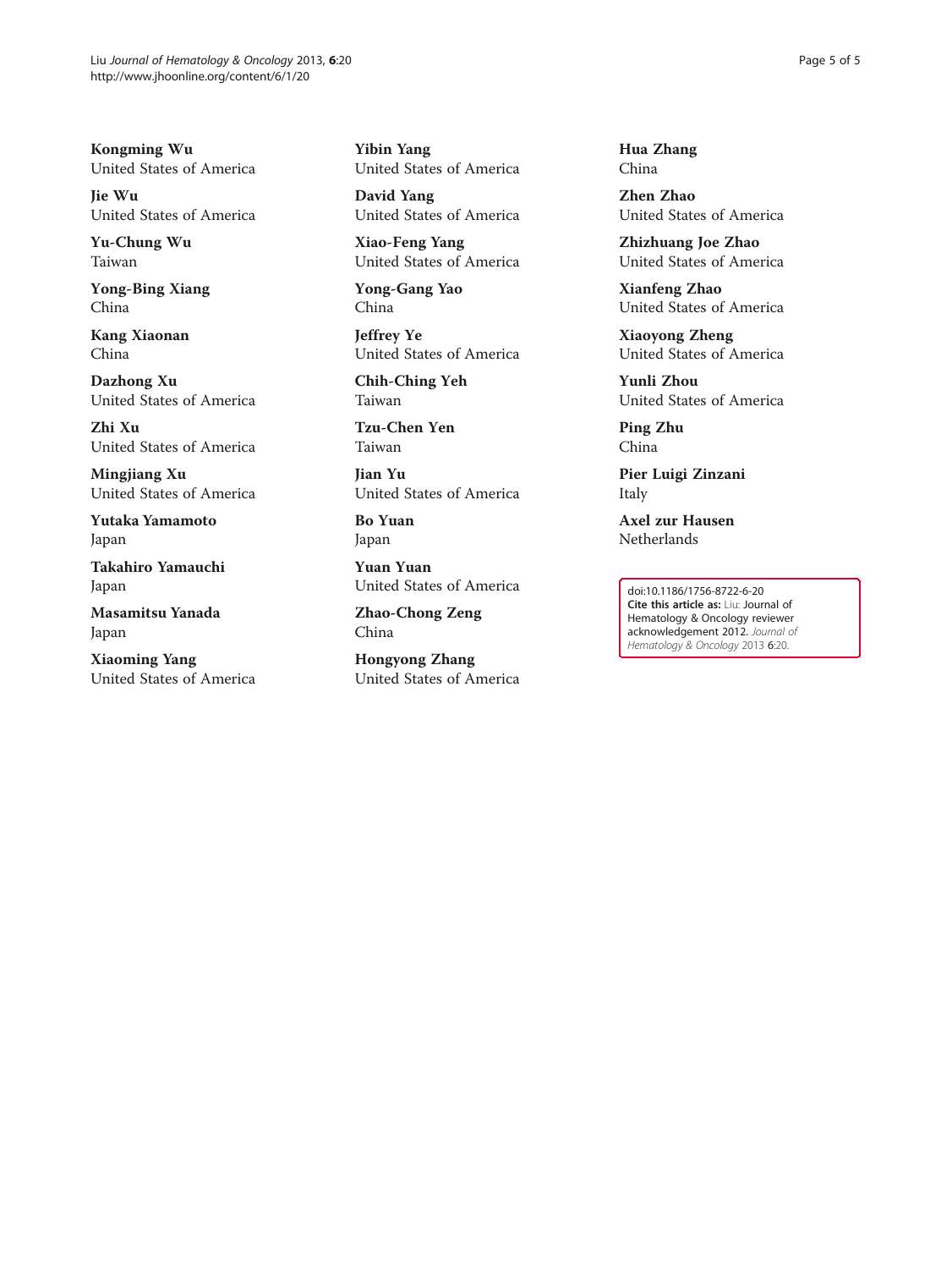**Kongming Wu**
United States of America

**Jie Wu**
United States of America

**Yu-Chung Wu**
Taiwan

**Yong-Bing Xiang**
China

**Kang Xiaonan**
China

**Dazhong Xu**
United States of America

**Zhi Xu**
United States of America

**Mingjiang Xu**
United States of America

**Yutaka Yamamoto**
Japan

**Takahiro Yamauchi**
Japan

**Masamitsu Yanada**
Japan

**Xiaoming Yang**
United States of America

**Yibin Yang**
United States of America

**David Yang**
United States of America

**Xiao-Feng Yang**
United States of America

**Yong-Gang Yao**
China

**Jeffrey Ye**
United States of America

**Chih-Ching Yeh**
Taiwan

**Tzu-Chen Yen**
Taiwan

**Jian Yu**
United States of America

**Bo Yuan**
Japan

**Yuan Yuan**
United States of America

**Zhao-Chong Zeng**
China

**Hongyong Zhang**
United States of America

**Hua Zhang**
China

**Zhen Zhao**
United States of America

**Zhizhuang Joe Zhao**
United States of America

**Xianfeng Zhao**
United States of America

**Xiaoyong Zheng**
United States of America

**Yunli Zhou**
United States of America

**Ping Zhu**
China

**Pier Luigi Zinzani**
Italy

**Axel zur Hausen**
Netherlands

doi:10.1186/1756-8722-6-20
**Cite this article as:** Liu: Journal of Hematology & Oncology reviewer acknowledgement 2012. *Journal of Hematology & Oncology* 2013 **6**:20.